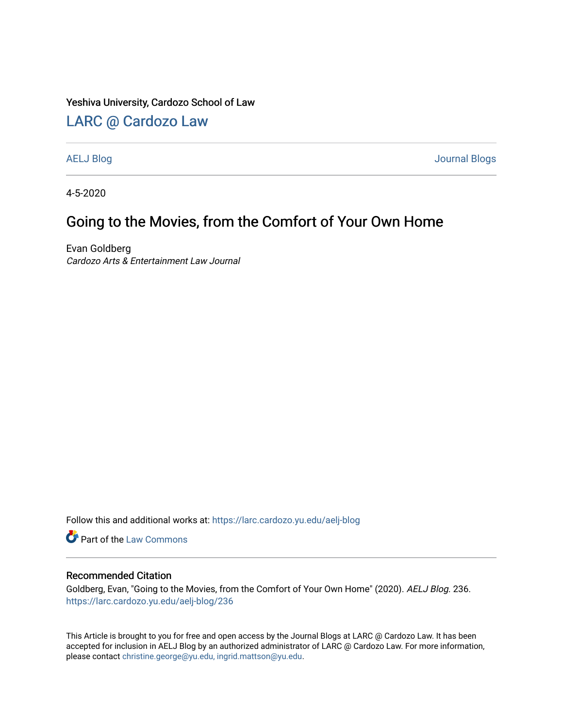Yeshiva University, Cardozo School of Law

## LARC @ Cardozo Law

AELJ Blog | Journal Blogs

4-5-2020

# Going to the Movies, from the Comfort of Your Own Home

Evan Goldberg
*Cardozo Arts & Entertainment Law Journal*

Follow this and additional works at: https://larc.cardozo.yu.edu/aelj-blog

Part of the Law Commons

### Recommended Citation

Goldberg, Evan, "Going to the Movies, from the Comfort of Your Own Home" (2020). *AELJ Blog.* 236.
https://larc.cardozo.yu.edu/aelj-blog/236

This Article is brought to you for free and open access by the Journal Blogs at LARC @ Cardozo Law. It has been accepted for inclusion in AELJ Blog by an authorized administrator of LARC @ Cardozo Law. For more information, please contact christine.george@yu.edu, ingrid.mattson@yu.edu.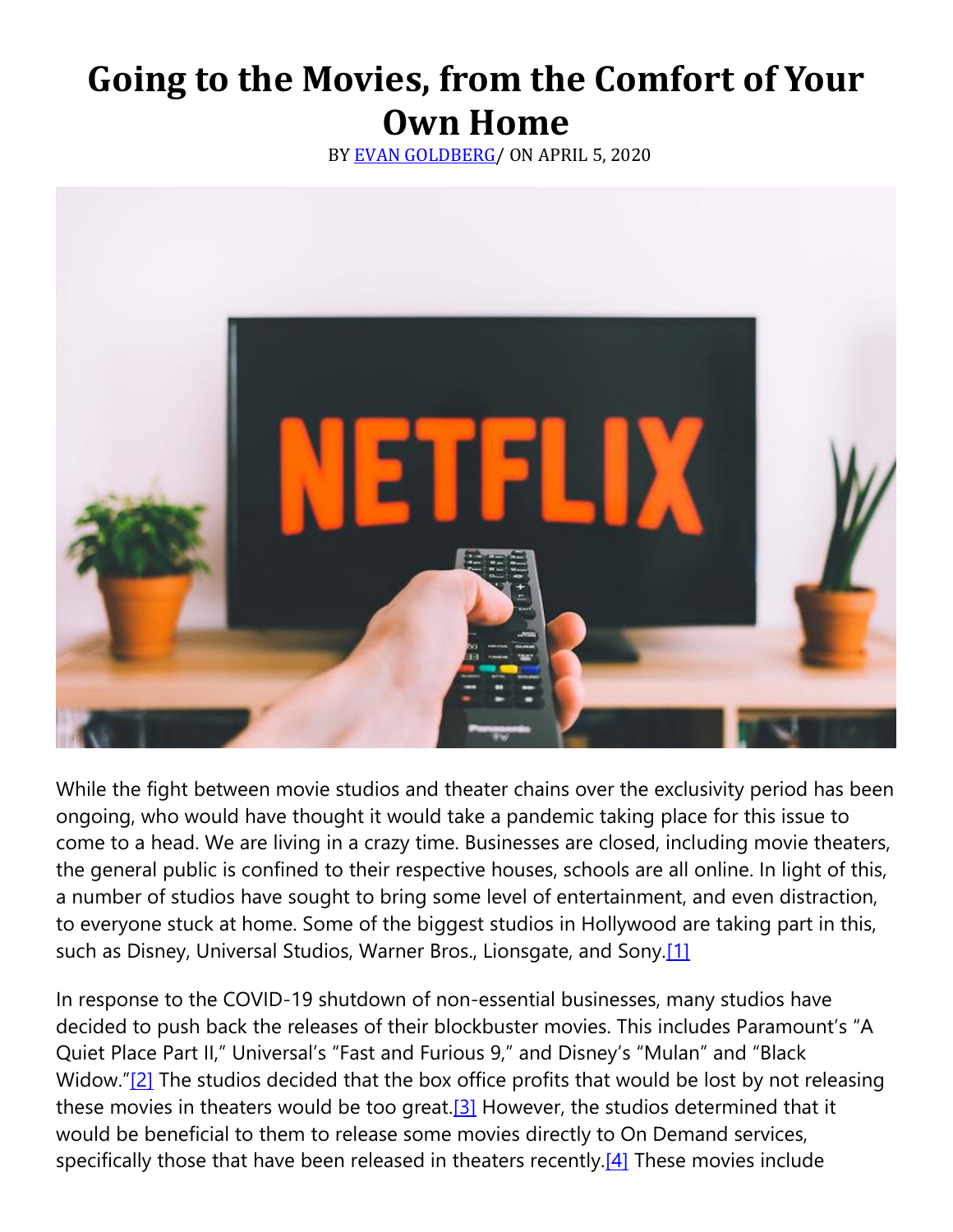# Going to the Movies, from the Comfort of Your Own Home

BY [EVAN GOLDBERG](#)/ ON APRIL 5, 2020

While the fight between movie studios and theater chains over the exclusivity period has been ongoing, who would have thought it would take a pandemic taking place for this issue to come to a head. We are living in a crazy time. Businesses are closed, including movie theaters, the general public is confined to their respective houses, schools are all online. In light of this, a number of studios have sought to bring some level of entertainment, and even distraction, to everyone stuck at home. Some of the biggest studios in Hollywood are taking part in this, such as Disney, Universal Studios, Warner Bros., Lionsgate, and Sony.[1]

In response to the COVID-19 shutdown of non-essential businesses, many studios have decided to push back the releases of their blockbuster movies. This includes Paramount's "A Quiet Place Part II," Universal's "Fast and Furious 9," and Disney's "Mulan" and "Black Widow."[2] The studios decided that the box office profits that would be lost by not releasing these movies in theaters would be too great.[3] However, the studios determined that it would be beneficial to them to release some movies directly to On Demand services, specifically those that have been released in theaters recently.[4] These movies include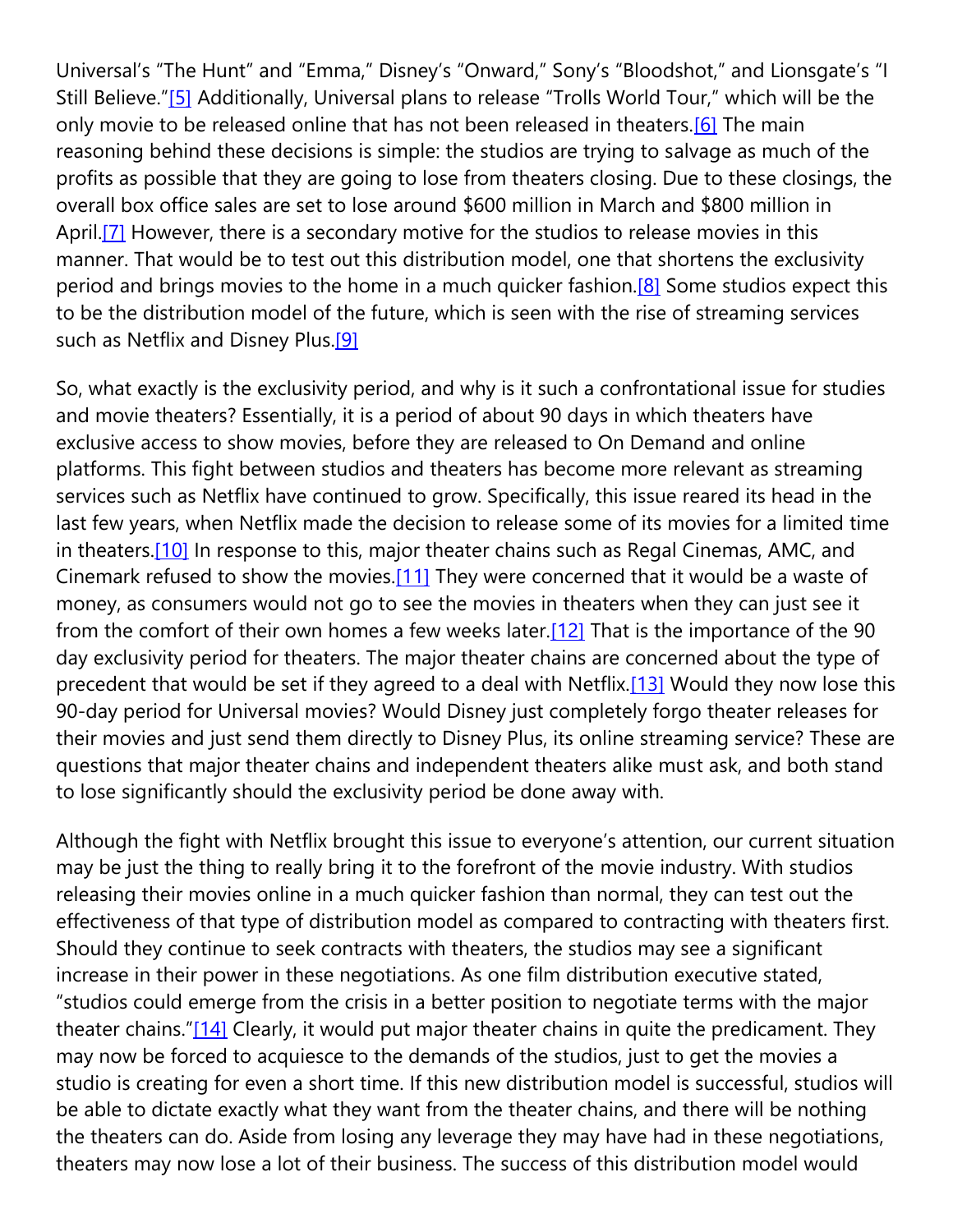Universal's "The Hunt" and "Emma," Disney's "Onward," Sony's "Bloodshot," and Lionsgate's "I Still Believe."[5] Additionally, Universal plans to release "Trolls World Tour," which will be the only movie to be released online that has not been released in theaters.[6] The main reasoning behind these decisions is simple: the studios are trying to salvage as much of the profits as possible that they are going to lose from theaters closing. Due to these closings, the overall box office sales are set to lose around $600 million in March and $800 million in April.[7] However, there is a secondary motive for the studios to release movies in this manner. That would be to test out this distribution model, one that shortens the exclusivity period and brings movies to the home in a much quicker fashion.[8] Some studios expect this to be the distribution model of the future, which is seen with the rise of streaming services such as Netflix and Disney Plus.[9]

So, what exactly is the exclusivity period, and why is it such a confrontational issue for studies and movie theaters? Essentially, it is a period of about 90 days in which theaters have exclusive access to show movies, before they are released to On Demand and online platforms. This fight between studios and theaters has become more relevant as streaming services such as Netflix have continued to grow. Specifically, this issue reared its head in the last few years, when Netflix made the decision to release some of its movies for a limited time in theaters.[10] In response to this, major theater chains such as Regal Cinemas, AMC, and Cinemark refused to show the movies.[11] They were concerned that it would be a waste of money, as consumers would not go to see the movies in theaters when they can just see it from the comfort of their own homes a few weeks later.[12] That is the importance of the 90 day exclusivity period for theaters. The major theater chains are concerned about the type of precedent that would be set if they agreed to a deal with Netflix.[13] Would they now lose this 90-day period for Universal movies? Would Disney just completely forgo theater releases for their movies and just send them directly to Disney Plus, its online streaming service? These are questions that major theater chains and independent theaters alike must ask, and both stand to lose significantly should the exclusivity period be done away with.

Although the fight with Netflix brought this issue to everyone's attention, our current situation may be just the thing to really bring it to the forefront of the movie industry. With studios releasing their movies online in a much quicker fashion than normal, they can test out the effectiveness of that type of distribution model as compared to contracting with theaters first. Should they continue to seek contracts with theaters, the studios may see a significant increase in their power in these negotiations. As one film distribution executive stated, "studios could emerge from the crisis in a better position to negotiate terms with the major theater chains."[14] Clearly, it would put major theater chains in quite the predicament. They may now be forced to acquiesce to the demands of the studios, just to get the movies a studio is creating for even a short time. If this new distribution model is successful, studios will be able to dictate exactly what they want from the theater chains, and there will be nothing the theaters can do. Aside from losing any leverage they may have had in these negotiations, theaters may now lose a lot of their business. The success of this distribution model would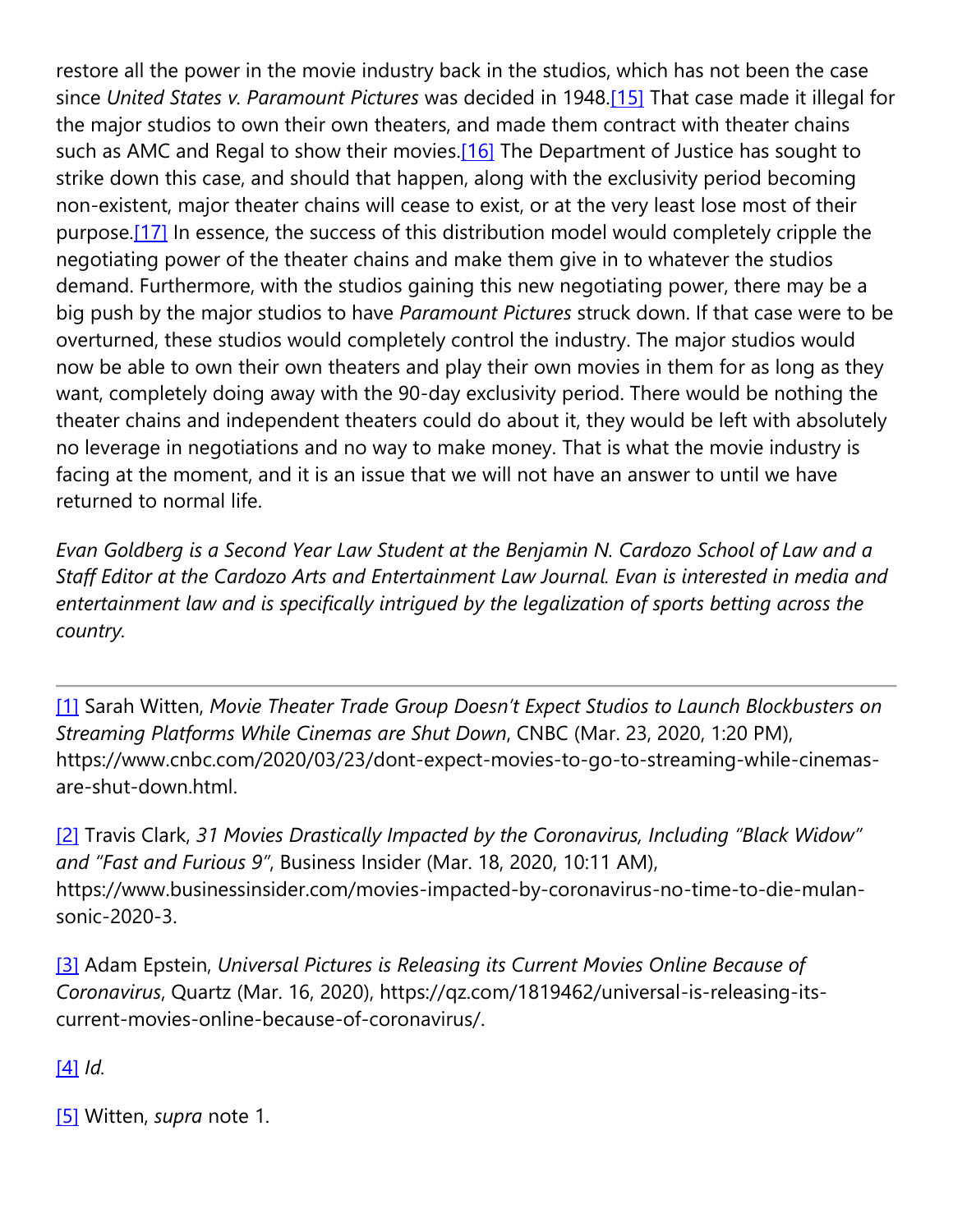restore all the power in the movie industry back in the studios, which has not been the case since *United States v. Paramount Pictures* was decided in 1948.[15] That case made it illegal for the major studios to own their own theaters, and made them contract with theater chains such as AMC and Regal to show their movies.[16] The Department of Justice has sought to strike down this case, and should that happen, along with the exclusivity period becoming non-existent, major theater chains will cease to exist, or at the very least lose most of their purpose.[17] In essence, the success of this distribution model would completely cripple the negotiating power of the theater chains and make them give in to whatever the studios demand. Furthermore, with the studios gaining this new negotiating power, there may be a big push by the major studios to have *Paramount Pictures* struck down. If that case were to be overturned, these studios would completely control the industry. The major studios would now be able to own their own theaters and play their own movies in them for as long as they want, completely doing away with the 90-day exclusivity period. There would be nothing the theater chains and independent theaters could do about it, they would be left with absolutely no leverage in negotiations and no way to make money. That is what the movie industry is facing at the moment, and it is an issue that we will not have an answer to until we have returned to normal life.

*Evan Goldberg is a Second Year Law Student at the Benjamin N. Cardozo School of Law and a Staff Editor at the Cardozo Arts and Entertainment Law Journal. Evan is interested in media and entertainment law and is specifically intrigued by the legalization of sports betting across the country.*

---

[1] Sarah Witten, *Movie Theater Trade Group Doesn't Expect Studios to Launch Blockbusters on Streaming Platforms While Cinemas are Shut Down*, CNBC (Mar. 23, 2020, 1:20 PM), https://www.cnbc.com/2020/03/23/dont-expect-movies-to-go-to-streaming-while-cinemas-are-shut-down.html.

[2] Travis Clark, *31 Movies Drastically Impacted by the Coronavirus, Including "Black Widow" and "Fast and Furious 9"*, Business Insider (Mar. 18, 2020, 10:11 AM), https://www.businessinsider.com/movies-impacted-by-coronavirus-no-time-to-die-mulan-sonic-2020-3.

[3] Adam Epstein, *Universal Pictures is Releasing its Current Movies Online Because of Coronavirus*, Quartz (Mar. 16, 2020), https://qz.com/1819462/universal-is-releasing-its-current-movies-online-because-of-coronavirus/.

[4] *Id.*

[5] Witten, *supra* note 1.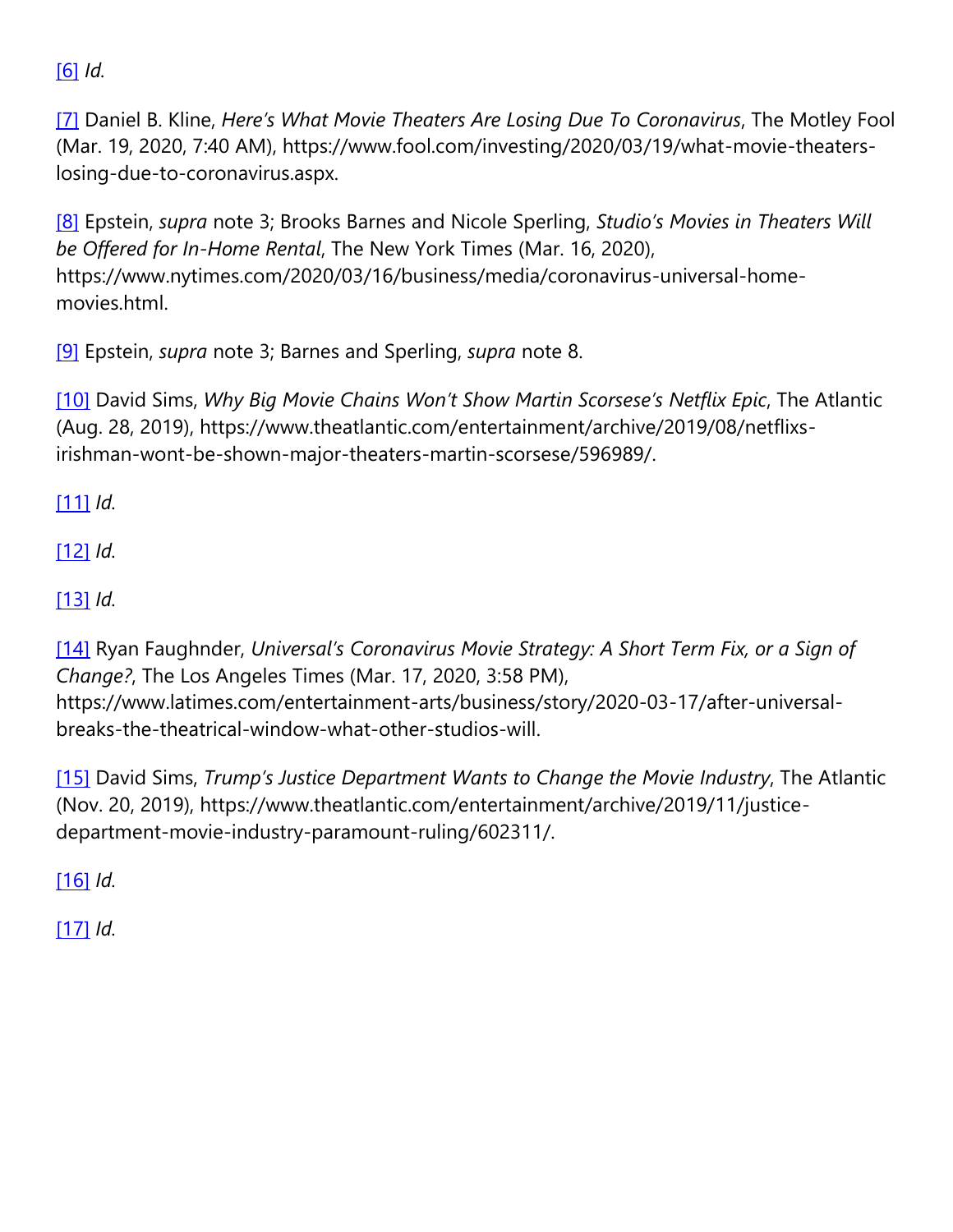[6] *Id.*

[7] Daniel B. Kline, *Here's What Movie Theaters Are Losing Due To Coronavirus*, The Motley Fool (Mar. 19, 2020, 7:40 AM), https://www.fool.com/investing/2020/03/19/what-movie-theaters-losing-due-to-coronavirus.aspx.

[8] Epstein, *supra* note 3; Brooks Barnes and Nicole Sperling, *Studio's Movies in Theaters Will be Offered for In-Home Rental*, The New York Times (Mar. 16, 2020), https://www.nytimes.com/2020/03/16/business/media/coronavirus-universal-home-movies.html.

[9] Epstein, *supra* note 3; Barnes and Sperling, *supra* note 8.

[10] David Sims, *Why Big Movie Chains Won't Show Martin Scorsese's Netflix Epic*, The Atlantic (Aug. 28, 2019), https://www.theatlantic.com/entertainment/archive/2019/08/netflixs-irishman-wont-be-shown-major-theaters-martin-scorsese/596989/.

[11] *Id.*

[12] *Id.*

[13] *Id.*

[14] Ryan Faughnder, *Universal's Coronavirus Movie Strategy: A Short Term Fix, or a Sign of Change?*, The Los Angeles Times (Mar. 17, 2020, 3:58 PM), https://www.latimes.com/entertainment-arts/business/story/2020-03-17/after-universal-breaks-the-theatrical-window-what-other-studios-will.

[15] David Sims, *Trump's Justice Department Wants to Change the Movie Industry*, The Atlantic (Nov. 20, 2019), https://www.theatlantic.com/entertainment/archive/2019/11/justice-department-movie-industry-paramount-ruling/602311/.

[16] *Id.*

[17] *Id.*